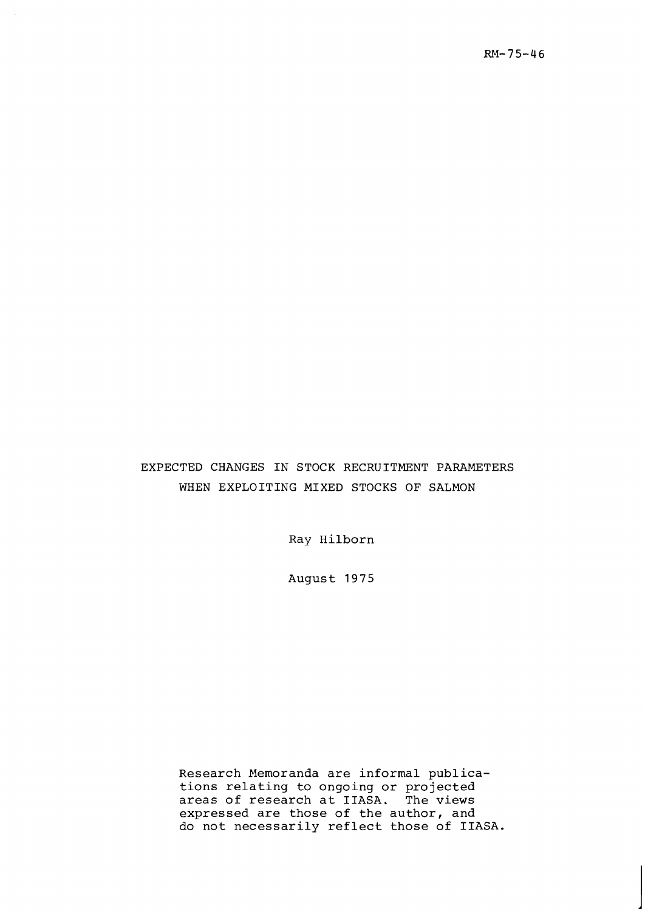RM-75-46

# EXPECTED CHANGES IN STOCK RECRUITMENT PARAMETERS WHEN EXPLOITING MIXED STOCKS OF SALMON

Ray Hilborn

August 1975

Research Memoranda are informal publications relating to ongoing or projected areas of research at IIASA. The views expressed are those of the author, and do not necessarily reflect those of IIASA.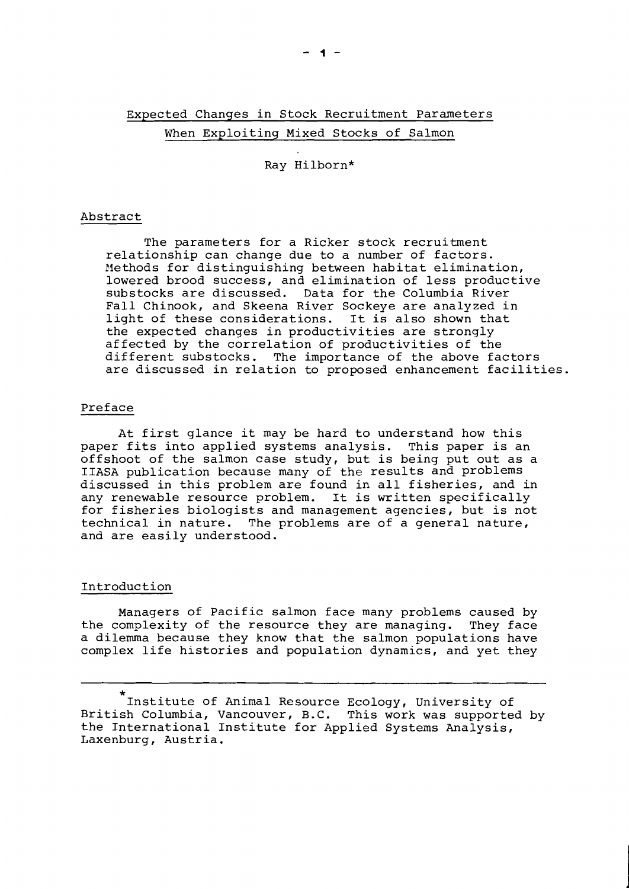# Expected Changes in Stock Recruitment Parameters When Exploiting Mixed Stocks of Salmon

Ray Hilborn*

## Abstract

The parameters for a Ricker stock recruitment relationship can change due to a number of factors. Methods for distinguishing between habitat elimination, lowered brood success, and elimination of less productive substocks are discussed. Data for the Columbia River Fall Chinook, and Skeena River Sockeye are analyzed in light of these considerations. It is also shown that the expected changes in productivities are strongly affected by the correlation of productivities of the different substocks. The importance of the above factors are discussed in relation to proposed enhancement facilities.

## Preface

At first glance it may be hard to understand how this paper fits into applied systems analysis. This paper is an offshoot of the salmon case study, but is being put out as a IIASA publication because many of the results and problems discussed in this problem are found in all fisheries, and in any renewable resource problem. It is written specifically for fisheries biologists and management agencies, but is not technical in nature. The problems are of a general nature, and are easily understood.

## Introduction

Managers of Pacific salmon face many problems caused by the complexity of the resource they are managing. They face a dilemma because they know that the salmon populations have complex life histories and population dynamics, and yet they

---

*Institute of Animal Resource Ecology, University of British Columbia, Vancouver, B.C. This work was supported by the International Institute for Applied Systems Analysis, Laxenburg, Austria.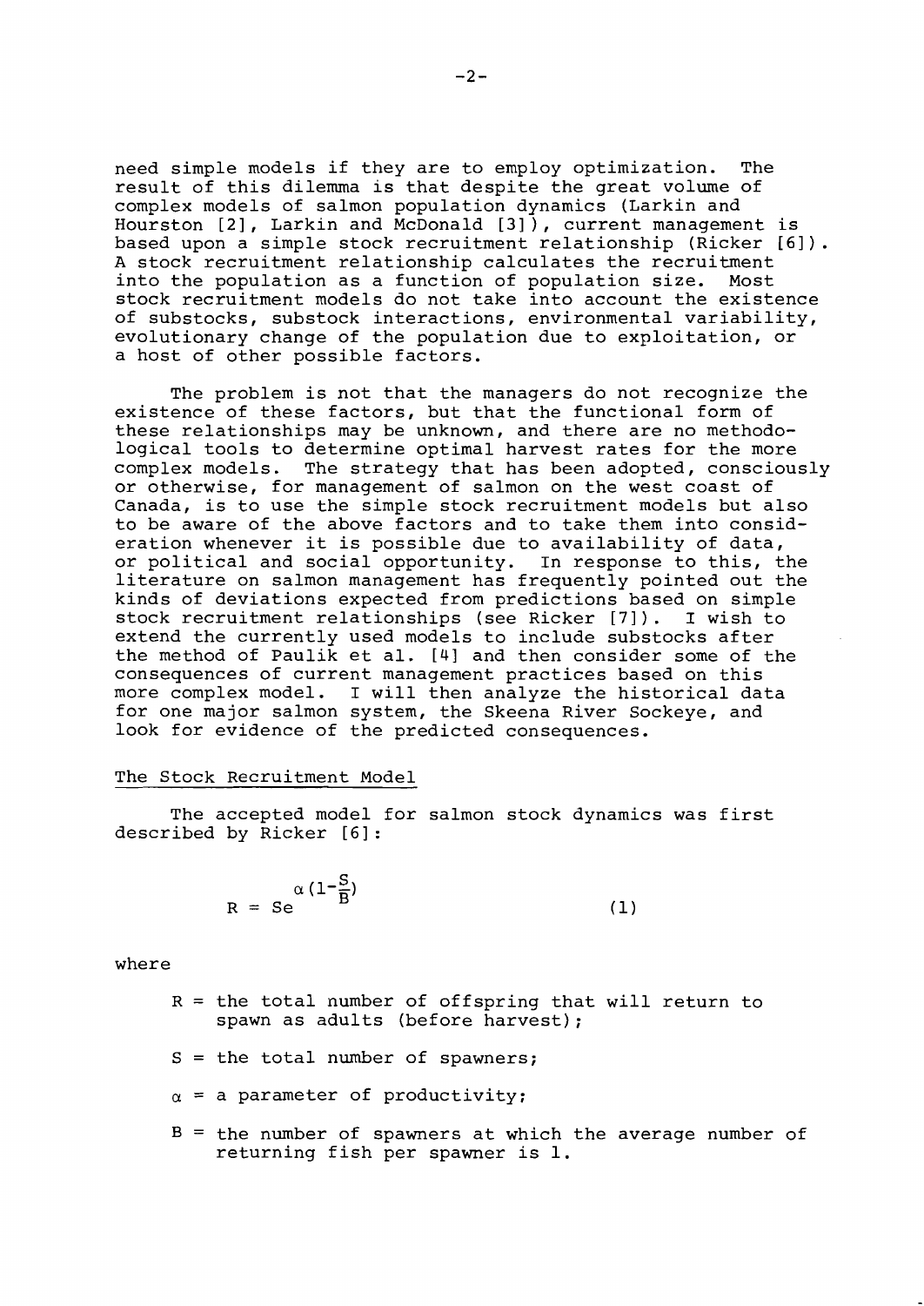need simple models if they are to employ optimization. The result of this dilemma is that despite the great volume of complex models of salmon population dynamics (Larkin and Hourston [2], Larkin and McDonald [3]), current management is based upon a simple stock recruitment relationship (Ricker [6]). A stock recruitment relationship calculates the recruitment into the population as a function of population size. Most stock recruitment models do not take into account the existence of substocks, substock interactions, environmental variability, evolutionary change of the population due to exploitation, or a host of other possible factors.

The problem is not that the managers do not recognize the existence of these factors, but that the functional form of these relationships may be unknown, and there are no methodological tools to determine optimal harvest rates for the more complex models. The strategy that has been adopted, consciously or otherwise, for management of salmon on the west coast of Canada, is to use the simple stock recruitment models but also to be aware of the above factors and to take them into consideration whenever it is possible due to availability of data, or political and social opportunity. In response to this, the literature on salmon management has frequently pointed out the kinds of deviations expected from predictions based on simple stock recruitment relationships (see Ricker [7]). I wish to extend the currently used models to include substocks after the method of Paulik et al. [4] and then consider some of the consequences of current management practices based on this more complex model. I will then analyze the historical data for one major salmon system, the Skeena River Sockeye, and look for evidence of the predicted consequences.

## The Stock Recruitment Model

The accepted model for salmon stock dynamics was first described by Ricker [6]:

$$R = Se^{\alpha(1-\frac{S}{B})} \tag{1}$$

where

- $R$ = the total number of offspring that will return to spawn as adults (before harvest);
- $S$ = the total number of spawners;
- $\alpha$ = a parameter of productivity;
- $B$ = the number of spawners at which the average number of returning fish per spawner is 1.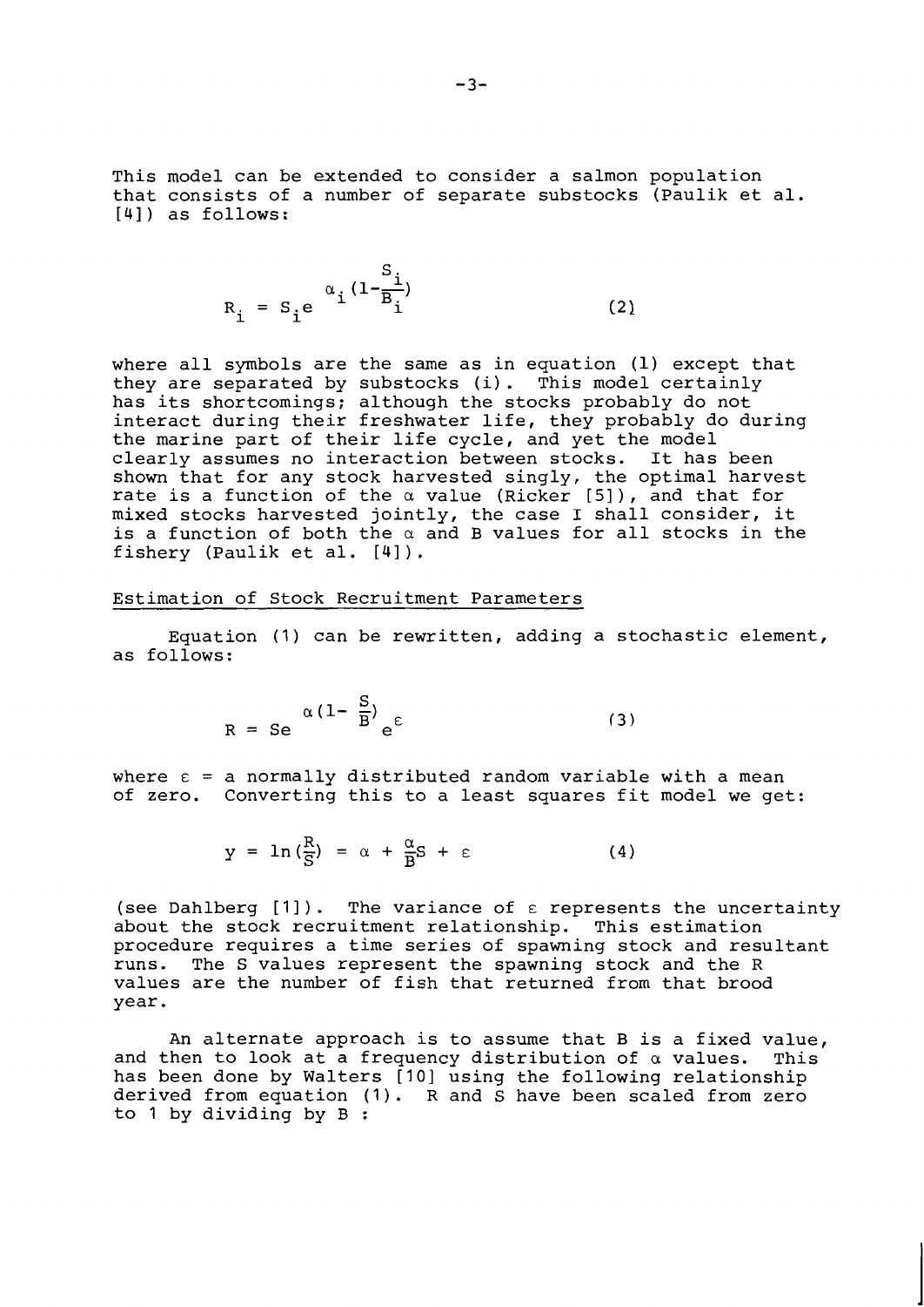This model can be extended to consider a salmon population that consists of a number of separate substocks (Paulik et al. [4]) as follows:

$$R_i = S_i e^{\alpha_i (1 - \frac{S_i}{B_i})} \tag{2}$$

where all symbols are the same as in equation (1) except that they are separated by substocks (i). This model certainly has its shortcomings; although the stocks probably do not interact during their freshwater life, they probably do during the marine part of their life cycle, and yet the model clearly assumes no interaction between stocks. It has been shown that for any stock harvested singly, the optimal harvest rate is a function of the $\alpha$ value (Ricker [5]), and that for mixed stocks harvested jointly, the case I shall consider, it is a function of both the $\alpha$ and B values for all stocks in the fishery (Paulik et al. [4]).

## Estimation of Stock Recruitment Parameters

Equation (1) can be rewritten, adding a stochastic element, as follows:

$$R = Se^{\alpha(1 - \frac{S}{B})} e^{\varepsilon} \tag{3}$$

where $\varepsilon$ = a normally distributed random variable with a mean of zero. Converting this to a least squares fit model we get:

$$y = \ln(\frac{R}{S}) = \alpha + \frac{\alpha}{B} S + \varepsilon \tag{4}$$

(see Dahlberg [1]). The variance of $\varepsilon$ represents the uncertainty about the stock recruitment relationship. This estimation procedure requires a time series of spawning stock and resultant runs. The S values represent the spawning stock and the R values are the number of fish that returned from that brood year.

An alternate approach is to assume that B is a fixed value, and then to look at a frequency distribution of $\alpha$ values. This has been done by Walters [10] using the following relationship derived from equation (1). R and S have been scaled from zero to 1 by dividing by B :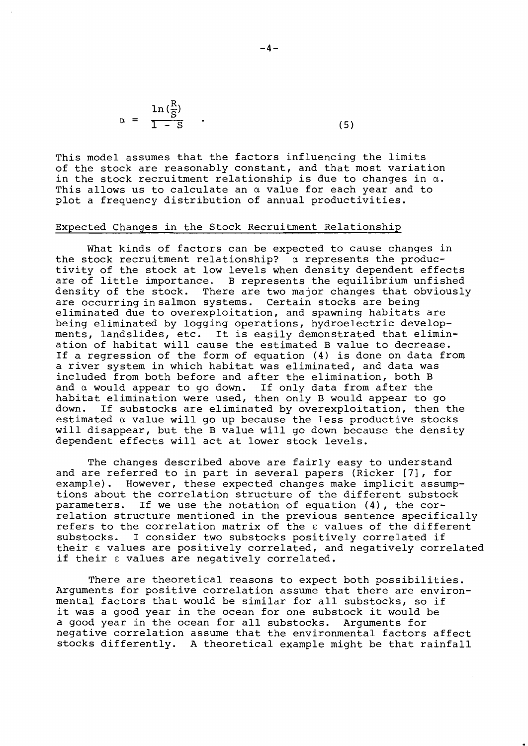$$\alpha = \frac{\ln(\frac{R}{S})}{1 - S} \quad . \tag{5}$$

This model assumes that the factors influencing the limits of the stock are reasonably constant, and that most variation in the stock recruitment relationship is due to changes in $\alpha$. This allows us to calculate an $\alpha$ value for each year and to plot a frequency distribution of annual productivities.

## Expected Changes in the Stock Recruitment Relationship

What kinds of factors can be expected to cause changes in the stock recruitment relationship? $\alpha$ represents the productivity of the stock at low levels when density dependent effects are of little importance. B represents the equilibrium unfished density of the stock. There are two major changes that obviously are occurring in salmon systems. Certain stocks are being eliminated due to overexploitation, and spawning habitats are being eliminated by logging operations, hydroelectric developments, landslides, etc. It is easily demonstrated that elimination of habitat will cause the estimated B value to decrease. If a regression of the form of equation (4) is done on data from a river system in which habitat was eliminated, and data was included from both before and after the elimination, both B and $\alpha$ would appear to go down. If only data from after the habitat elimination were used, then only B would appear to go down. If substocks are eliminated by overexploitation, then the estimated $\alpha$ value will go up because the less productive stocks will disappear, but the B value will go down because the density dependent effects will act at lower stock levels.

The changes described above are fairly easy to understand and are referred to in part in several papers (Ricker [7], for example). However, these expected changes make implicit assumptions about the correlation structure of the different substock parameters. If we use the notation of equation (4), the correlation structure mentioned in the previous sentence specifically refers to the correlation matrix of the $\varepsilon$ values of the different substocks. I consider two substocks positively correlated if their $\varepsilon$ values are positively correlated, and negatively correlated if their $\varepsilon$ values are negatively correlated.

There are theoretical reasons to expect both possibilities. Arguments for positive correlation assume that there are environmental factors that would be similar for all substocks, so if it was a good year in the ocean for one substock it would be a good year in the ocean for all substocks. Arguments for negative correlation assume that the environmental factors affect stocks differently. A theoretical example might be that rainfall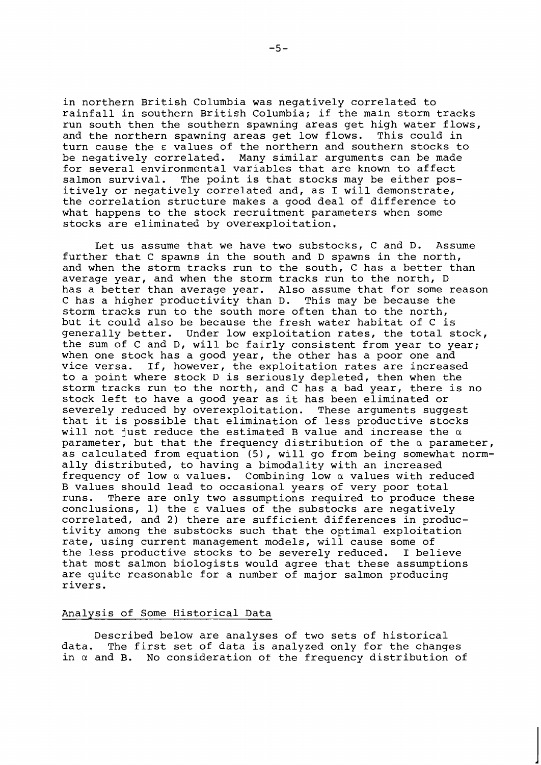in northern British Columbia was negatively correlated to rainfall in southern British Columbia; if the main storm tracks run south then the southern spawning areas get high water flows, and the northern spawning areas get low flows. This could in turn cause the $\varepsilon$ values of the northern and southern stocks to be negatively correlated. Many similar arguments can be made for several environmental variables that are known to affect salmon survival. The point is that stocks may be either positively or negatively correlated and, as I will demonstrate, the correlation structure makes a good deal of difference to what happens to the stock recruitment parameters when some stocks are eliminated by overexploitation.

Let us assume that we have two substocks, C and D. Assume further that C spawns in the south and D spawns in the north, and when the storm tracks run to the south, C has a better than average year, and when the storm tracks run to the north, D has a better than average year. Also assume that for some reason C has a higher productivity than D. This may be because the storm tracks run to the south more often than to the north, but it could also be because the fresh water habitat of C is generally better. Under low exploitation rates, the total stock, the sum of C and D, will be fairly consistent from year to year; when one stock has a good year, the other has a poor one and vice versa. If, however, the exploitation rates are increased to a point where stock D is seriously depleted, then when the storm tracks run to the north, and C has a bad year, there is no stock left to have a good year as it has been eliminated or severely reduced by overexploitation. These arguments suggest that it is possible that elimination of less productive stocks will not just reduce the estimated B value and increase the $\alpha$ parameter, but that the frequency distribution of the $\alpha$ parameter, as calculated from equation (5), will go from being somewhat normally distributed, to having a bimodality with an increased frequency of low $\alpha$ values. Combining low $\alpha$ values with reduced B values should lead to occasional years of very poor total runs. There are only two assumptions required to produce these conclusions, 1) the $\varepsilon$ values of the substocks are negatively correlated, and 2) there are sufficient differences in productivity among the substocks such that the optimal exploitation rate, using current management models, will cause some of the less productive stocks to be severely reduced. I believe that most salmon biologists would agree that these assumptions are quite reasonable for a number of major salmon producing rivers.

## Analysis of Some Historical Data

Described below are analyses of two sets of historical data. The first set of data is analyzed only for the changes in $\alpha$ and B. No consideration of the frequency distribution of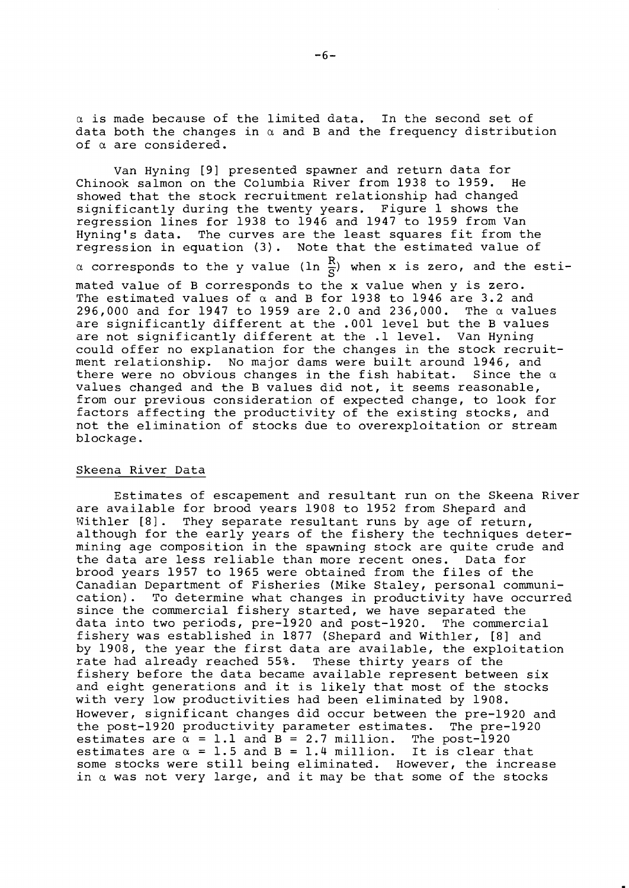$\alpha$ is made because of the limited data. In the second set of data both the changes in $\alpha$ and B and the frequency distribution of $\alpha$ are considered.

Van Hyning [9] presented spawner and return data for Chinook salmon on the Columbia River from 1938 to 1959. He showed that the stock recruitment relationship had changed significantly during the twenty years. Figure 1 shows the regression lines for 1938 to 1946 and 1947 to 1959 from Van Hyning's data. The curves are the least squares fit from the regression in equation (3). Note that the estimated value of $\alpha$ corresponds to the y value ($\ln \frac{R}{S}$) when x is zero, and the estimated value of B corresponds to the x value when y is zero. The estimated values of $\alpha$ and B for 1938 to 1946 are 3.2 and 296,000 and for 1947 to 1959 are 2.0 and 236,000. The $\alpha$ values are significantly different at the .001 level but the B values are not significantly different at the .1 level. Van Hyning could offer no explanation for the changes in the stock recruitment relationship. No major dams were built around 1946, and there were no obvious changes in the fish habitat. Since the $\alpha$ values changed and the B values did not, it seems reasonable, from our previous consideration of expected change, to look for factors affecting the productivity of the existing stocks, and not the elimination of stocks due to overexploitation or stream blockage.

## Skeena River Data

Estimates of escapement and resultant run on the Skeena River are available for brood years 1908 to 1952 from Shepard and Withler [8]. They separate resultant runs by age of return, although for the early years of the fishery the techniques determining age composition in the spawning stock are quite crude and the data are less reliable than more recent ones. Data for brood years 1957 to 1965 were obtained from the files of the Canadian Department of Fisheries (Mike Staley, personal communication). To determine what changes in productivity have occurred since the commercial fishery started, we have separated the data into two periods, pre-1920 and post-1920. The commercial fishery was established in 1877 (Shepard and Withler, [8] and by 1908, the year the first data are available, the exploitation rate had already reached 55%. These thirty years of the fishery before the data became available represent between six and eight generations and it is likely that most of the stocks with very low productivities had been eliminated by 1908. However, significant changes did occur between the pre-1920 and the post-1920 productivity parameter estimates. The pre-1920 estimates are $\alpha = 1.1$ and $B = 2.7$ million. The post-1920 estimates are $\alpha = 1.5$ and $B = 1.4$ million. It is clear that some stocks were still being eliminated. However, the increase in $\alpha$ was not very large, and it may be that some of the stocks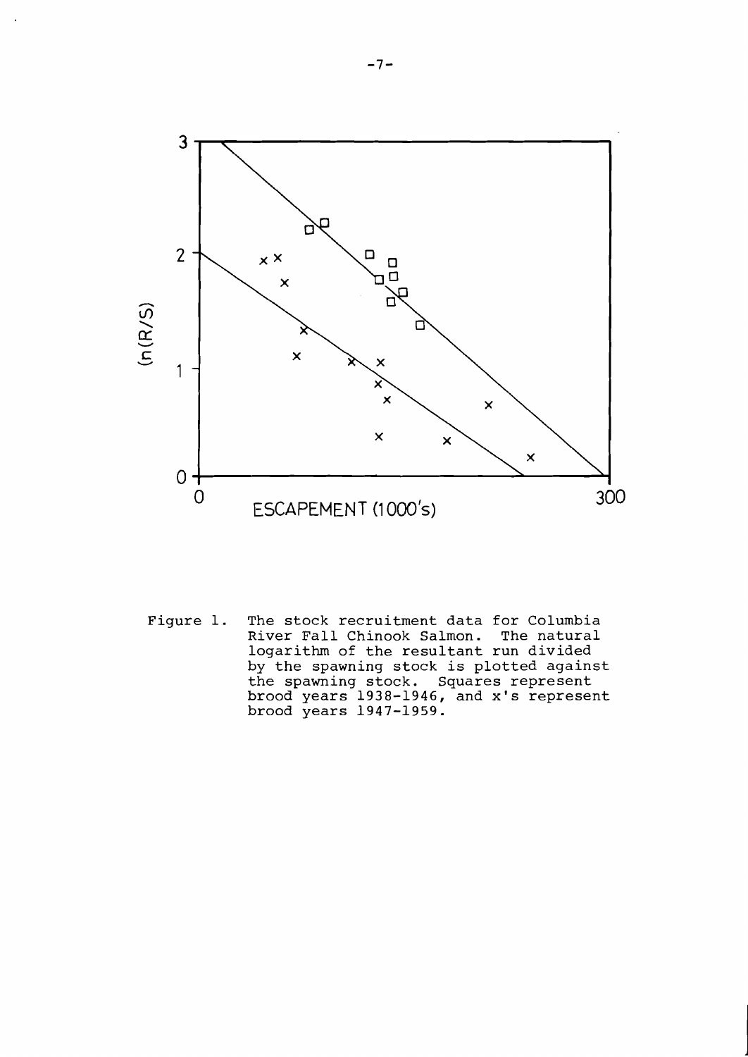Figure 1. The stock recruitment data for Columbia River Fall Chinook Salmon. The natural logarithm of the resultant run divided by the spawning stock is plotted against the spawning stock. Squares represent brood years 1938-1946, and x's represent brood years 1947-1959.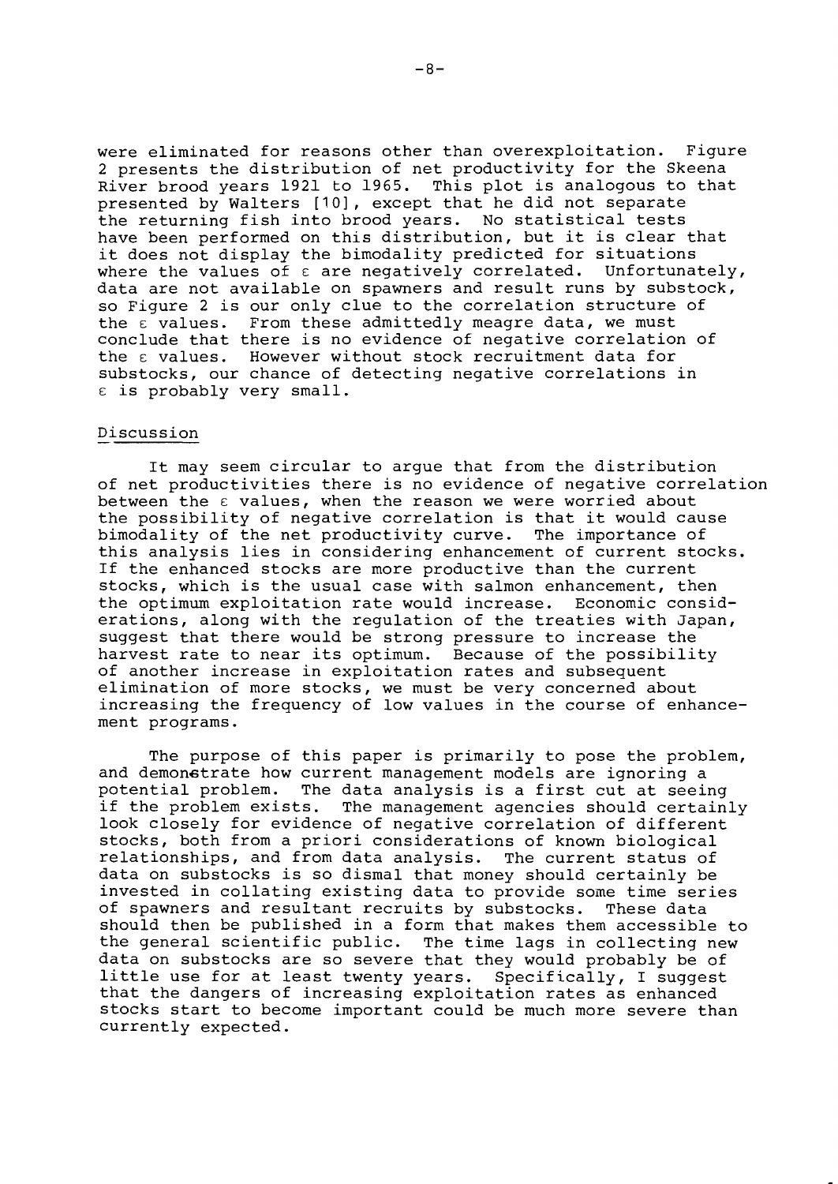were eliminated for reasons other than overexploitation. Figure 2 presents the distribution of net productivity for the Skeena River brood years 1921 to 1965. This plot is analogous to that presented by Walters [10], except that he did not separate the returning fish into brood years. No statistical tests have been performed on this distribution, but it is clear that it does not display the bimodality predicted for situations where the values of $\varepsilon$ are negatively correlated. Unfortunately, data are not available on spawners and result runs by substock, so Figure 2 is our only clue to the correlation structure of the $\varepsilon$ values. From these admittedly meagre data, we must conclude that there is no evidence of negative correlation of the $\varepsilon$ values. However without stock recruitment data for substocks, our chance of detecting negative correlations in $\varepsilon$ is probably very small.

## Discussion

It may seem circular to argue that from the distribution of net productivities there is no evidence of negative correlation between the $\varepsilon$ values, when the reason we were worried about the possibility of negative correlation is that it would cause bimodality of the net productivity curve. The importance of this analysis lies in considering enhancement of current stocks. If the enhanced stocks are more productive than the current stocks, which is the usual case with salmon enhancement, then the optimum exploitation rate would increase. Economic considerations, along with the regulation of the treaties with Japan, suggest that there would be strong pressure to increase the harvest rate to near its optimum. Because of the possibility of another increase in exploitation rates and subsequent elimination of more stocks, we must be very concerned about increasing the frequency of low values in the course of enhancement programs.

The purpose of this paper is primarily to pose the problem, and demonstrate how current management models are ignoring a potential problem. The data analysis is a first cut at seeing if the problem exists. The management agencies should certainly look closely for evidence of negative correlation of different stocks, both from a priori considerations of known biological relationships, and from data analysis. The current status of data on substocks is so dismal that money should certainly be invested in collating existing data to provide some time series of spawners and resultant recruits by substocks. These data should then be published in a form that makes them accessible to the general scientific public. The time lags in collecting new data on substocks are so severe that they would probably be of little use for at least twenty years. Specifically, I suggest that the dangers of increasing exploitation rates as enhanced stocks start to become important could be much more severe than currently expected.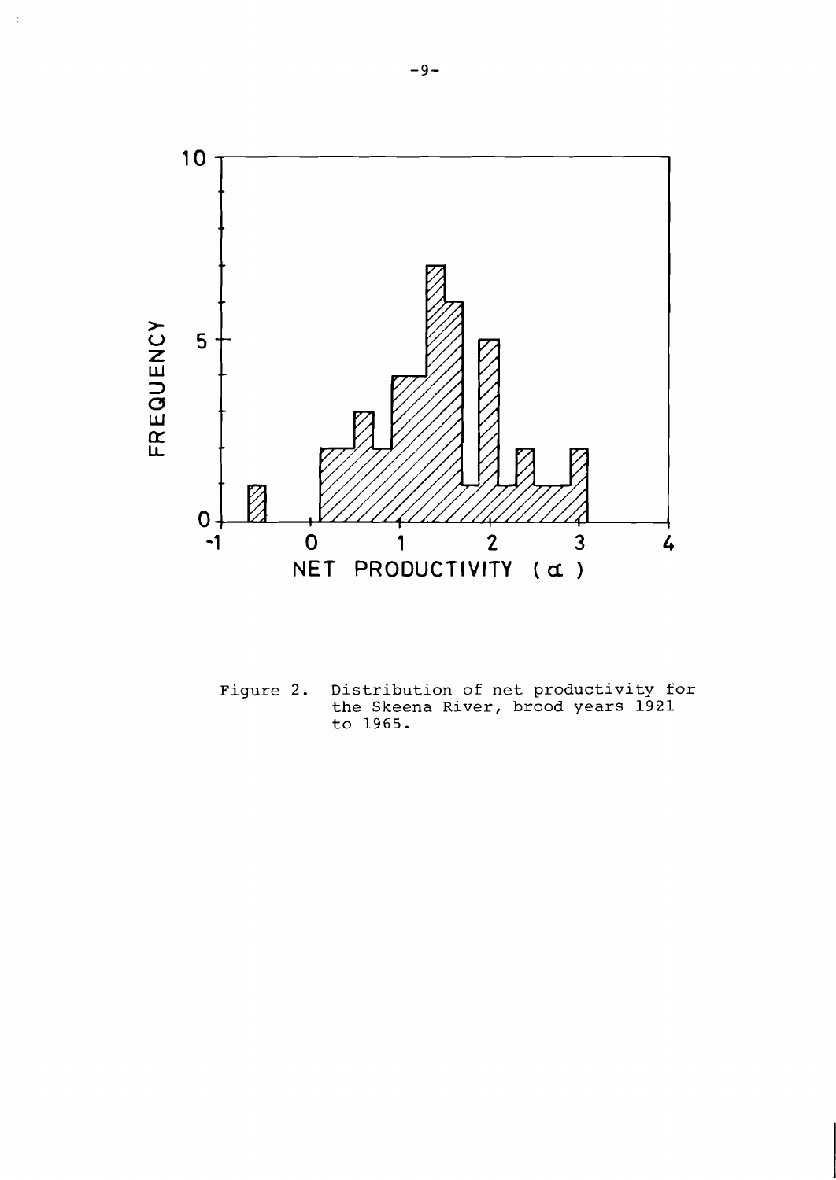Figure 2. Distribution of net productivity for the Skeena River, brood years 1921 to 1965.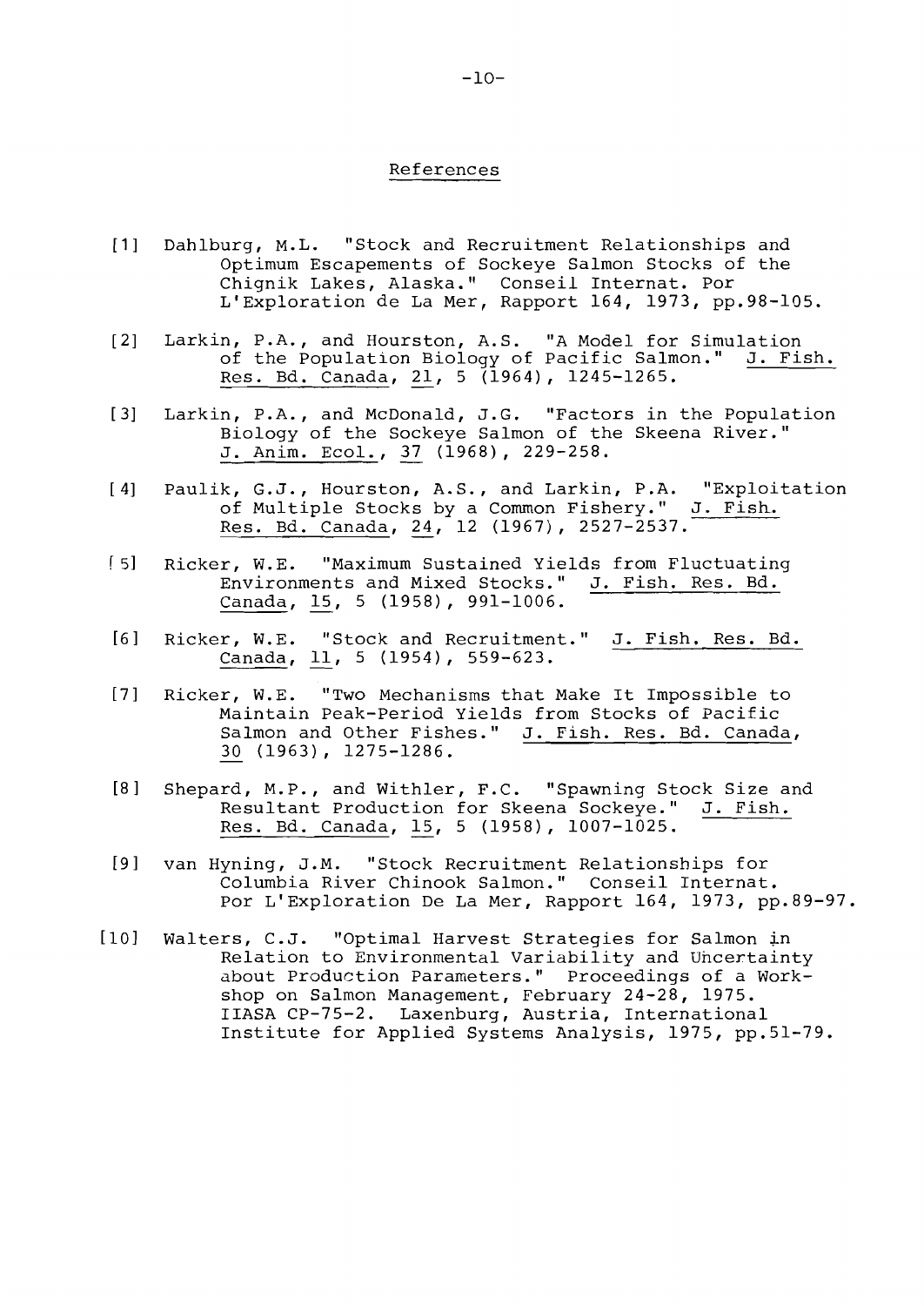## References

[1] Dahlburg, M.L. "Stock and Recruitment Relationships and Optimum Escapements of Sockeye Salmon Stocks of the Chignik Lakes, Alaska." Conseil Internat. Por L'Exploration de La Mer, Rapport 164, 1973, pp.98-105.

[2] Larkin, P.A., and Hourston, A.S. "A Model for Simulation of the Population Biology of Pacific Salmon." J. Fish. Res. Bd. Canada, 21, 5 (1964), 1245-1265.

[3] Larkin, P.A., and McDonald, J.G. "Factors in the Population Biology of the Sockeye Salmon of the Skeena River." J. Anim. Ecol., 37 (1968), 229-258.

[4] Paulik, G.J., Hourston, A.S., and Larkin, P.A. "Exploitation of Multiple Stocks by a Common Fishery." J. Fish. Res. Bd. Canada, 24, 12 (1967), 2527-2537.

[5] Ricker, W.E. "Maximum Sustained Yields from Fluctuating Environments and Mixed Stocks." J. Fish. Res. Bd. Canada, 15, 5 (1958), 991-1006.

[6] Ricker, W.E. "Stock and Recruitment." J. Fish. Res. Bd. Canada, 11, 5 (1954), 559-623.

[7] Ricker, W.E. "Two Mechanisms that Make It Impossible to Maintain Peak-Period Yields from Stocks of Pacific Salmon and Other Fishes." J. Fish. Res. Bd. Canada, 30 (1963), 1275-1286.

[8] Shepard, M.P., and Withler, F.C. "Spawning Stock Size and Resultant Production for Skeena Sockeye." J. Fish. Res. Bd. Canada, 15, 5 (1958), 1007-1025.

[9] van Hyning, J.M. "Stock Recruitment Relationships for Columbia River Chinook Salmon." Conseil Internat. Por L'Exploration De La Mer, Rapport 164, 1973, pp.89-97.

[10] Walters, C.J. "Optimal Harvest Strategies for Salmon in Relation to Environmental Variability and Uncertainty about Production Parameters." Proceedings of a Workshop on Salmon Management, February 24-28, 1975. IIASA CP-75-2. Laxenburg, Austria, International Institute for Applied Systems Analysis, 1975, pp.51-79.